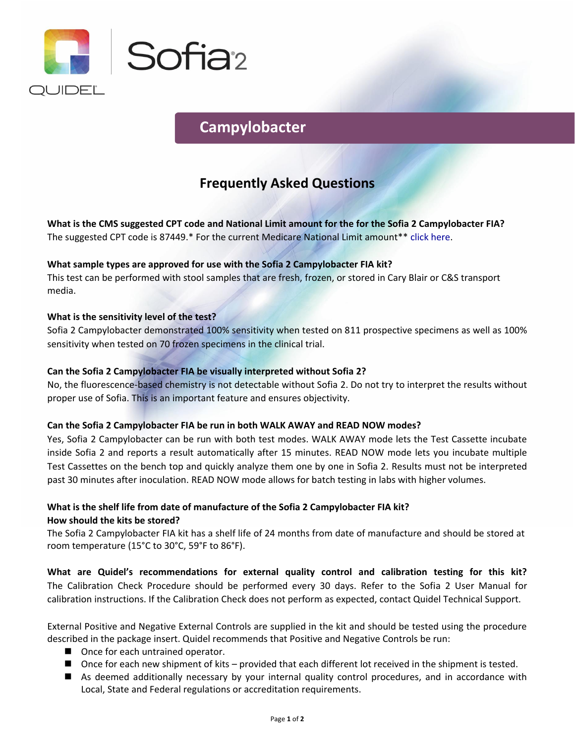# Sofia 2

## Campylobacter

## Frequently Asked Questions

**What is the CMS suggested CPT code and National Limit amount for the for the Sofia 2 Campylobacter FIA?**
The suggested CPT code is 87449.* For the current Medicare National Limit amount** click here.

**What sample types are approved for use with the Sofia 2 Campylobacter FIA kit?**
This test can be performed with stool samples that are fresh, frozen, or stored in Cary Blair or C&S transport media.

**What is the sensitivity level of the test?**
Sofia 2 Campylobacter demonstrated 100% sensitivity when tested on 811 prospective specimens as well as 100% sensitivity when tested on 70 frozen specimens in the clinical trial.

**Can the Sofia 2 Campylobacter FIA be visually interpreted without Sofia 2?**
No, the fluorescence-based chemistry is not detectable without Sofia 2. Do not try to interpret the results without proper use of Sofia. This is an important feature and ensures objectivity.

**Can the Sofia 2 Campylobacter FIA be run in both WALK AWAY and READ NOW modes?**
Yes, Sofia 2 Campylobacter can be run with both test modes. WALK AWAY mode lets the Test Cassette incubate inside Sofia 2 and reports a result automatically after 15 minutes. READ NOW mode lets you incubate multiple Test Cassettes on the bench top and quickly analyze them one by one in Sofia 2. Results must not be interpreted past 30 minutes after inoculation. READ NOW mode allows for batch testing in labs with higher volumes.

**What is the shelf life from date of manufacture of the Sofia 2 Campylobacter FIA kit?**
**How should the kits be stored?**
The Sofia 2 Campylobacter FIA kit has a shelf life of 24 months from date of manufacture and should be stored at room temperature (15°C to 30°C, 59°F to 86°F).

**What are Quidel's recommendations for external quality control and calibration testing for this kit?**
The Calibration Check Procedure should be performed every 30 days. Refer to the Sofia 2 User Manual for calibration instructions. If the Calibration Check does not perform as expected, contact Quidel Technical Support.

External Positive and Negative External Controls are supplied in the kit and should be tested using the procedure described in the package insert. Quidel recommends that Positive and Negative Controls be run:

- Once for each untrained operator.
- Once for each new shipment of kits – provided that each different lot received in the shipment is tested.
- As deemed additionally necessary by your internal quality control procedures, and in accordance with Local, State and Federal regulations or accreditation requirements.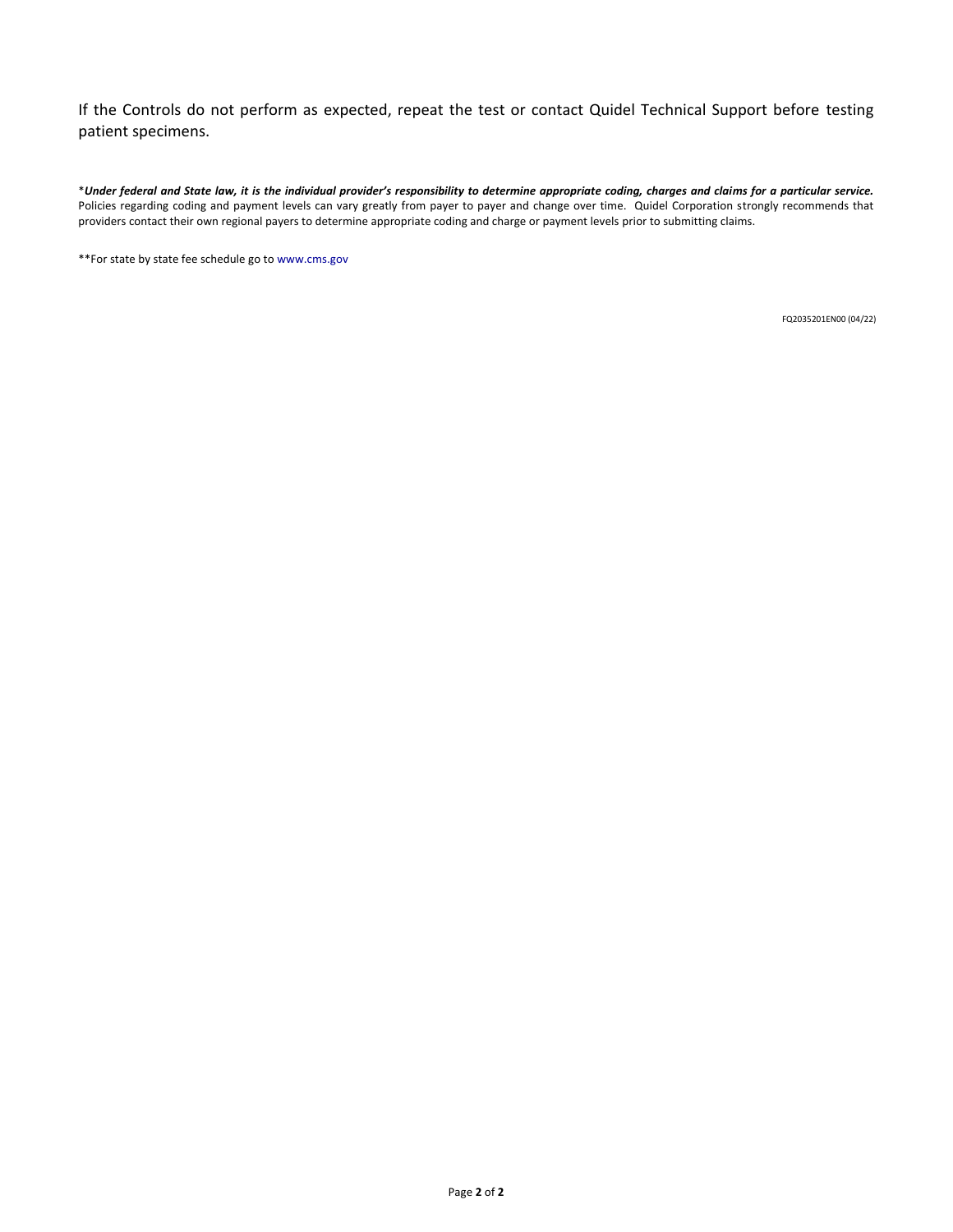If the Controls do not perform as expected, repeat the test or contact Quidel Technical Support before testing patient specimens.

\****Under federal and State law, it is the individual provider's responsibility to determine appropriate coding, charges and claims for a particular service.*** Policies regarding coding and payment levels can vary greatly from payer to payer and change over time. Quidel Corporation strongly recommends that providers contact their own regional payers to determine appropriate coding and charge or payment levels prior to submitting claims.

\*\*For state by state fee schedule go to www.cms.gov

FQ2035201EN00 (04/22)